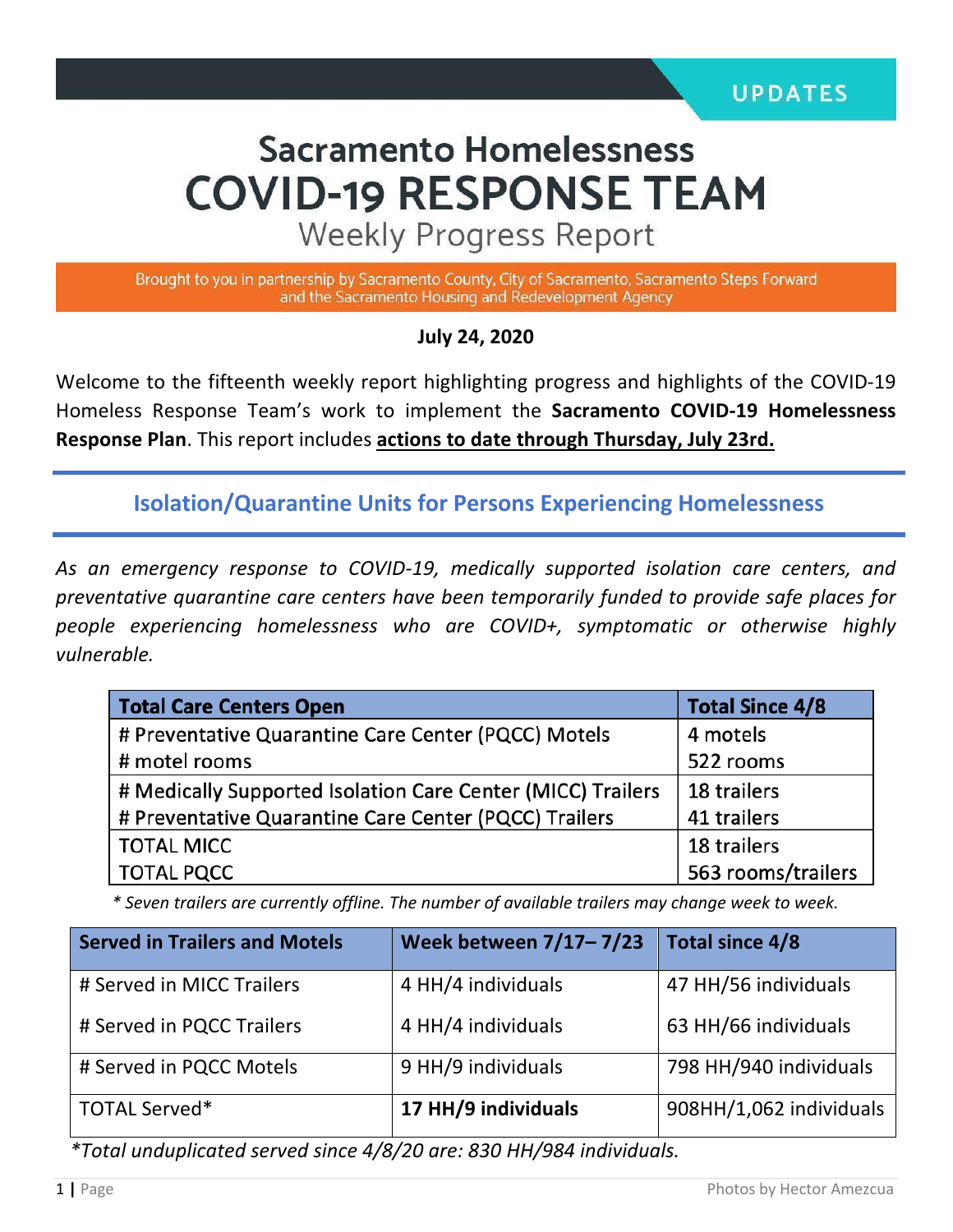UPDATES

# Sacramento Homelessness
# COVID-19 RESPONSE TEAM
## Weekly Progress Report

Brought to you in partnership by Sacramento County, City of Sacramento, Sacramento Steps Forward and the Sacramento Housing and Redevelopment Agency

**July 24, 2020**

Welcome to the fifteenth weekly report highlighting progress and highlights of the COVID-19 Homeless Response Team's work to implement the **Sacramento COVID-19 Homelessness Response Plan**. This report includes **actions to date through Thursday, July 23rd.**

## Isolation/Quarantine Units for Persons Experiencing Homelessness

*As an emergency response to COVID-19, medically supported isolation care centers, and preventative quarantine care centers have been temporarily funded to provide safe places for people experiencing homelessness who are COVID+, symptomatic or otherwise highly vulnerable.*

| Total Care Centers Open | Total Since 4/8 |
|---|---|
| # Preventative Quarantine Care Center (PQCC) Motels | 4 motels |
| # motel rooms | 522 rooms |
| # Medically Supported Isolation Care Center (MICC) Trailers | 18 trailers |
| # Preventative Quarantine Care Center (PQCC) Trailers | 41 trailers |
| TOTAL MICC | 18 trailers |
| TOTAL PQCC | 563 rooms/trailers |

*\* Seven trailers are currently offline. The number of available trailers may change week to week.*

| Served in Trailers and Motels | Week between 7/17– 7/23 | Total since 4/8 |
|---|---|---|
| # Served in MICC Trailers | 4 HH/4 individuals | 47 HH/56 individuals |
| # Served in PQCC Trailers | 4 HH/4 individuals | 63 HH/66 individuals |
| # Served in PQCC Motels | 9 HH/9 individuals | 798 HH/940 individuals |
| TOTAL Served* | **17 HH/9 individuals** | 908HH/1,062 individuals |

*\*Total unduplicated served since 4/8/20 are: 830 HH/984 individuals.*

Photos by Hector Amezcua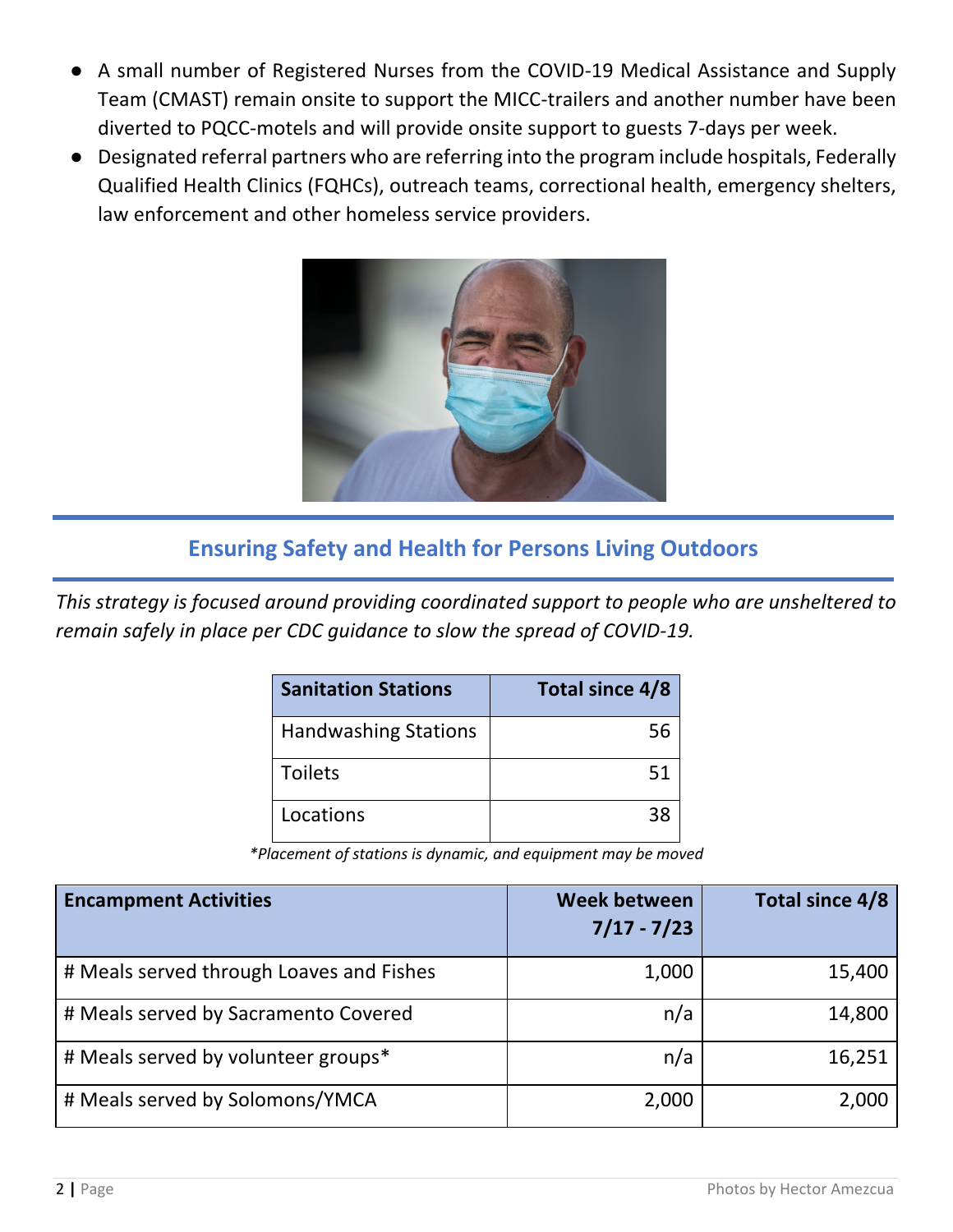- A small number of Registered Nurses from the COVID-19 Medical Assistance and Supply Team (CMAST) remain onsite to support the MICC-trailers and another number have been diverted to PQCC-motels and will provide onsite support to guests 7-days per week.
- Designated referral partners who are referring into the program include hospitals, Federally Qualified Health Clinics (FQHCs), outreach teams, correctional health, emergency shelters, law enforcement and other homeless service providers.

## Ensuring Safety and Health for Persons Living Outdoors

*This strategy is focused around providing coordinated support to people who are unsheltered to remain safely in place per CDC guidance to slow the spread of COVID-19.*

| Sanitation Stations | Total since 4/8 |
|---|---:|
| Handwashing Stations | 56 |
| Toilets | 51 |
| Locations | 38 |

*\*Placement of stations is dynamic, and equipment may be moved*

| Encampment Activities | Week between 7/17 - 7/23 | Total since 4/8 |
|---|---:|---:|
| # Meals served through Loaves and Fishes | 1,000 | 15,400 |
| # Meals served by Sacramento Covered | n/a | 14,800 |
| # Meals served by volunteer groups* | n/a | 16,251 |
| # Meals served by Solomons/YMCA | 2,000 | 2,000 |

Photos by Hector Amezcua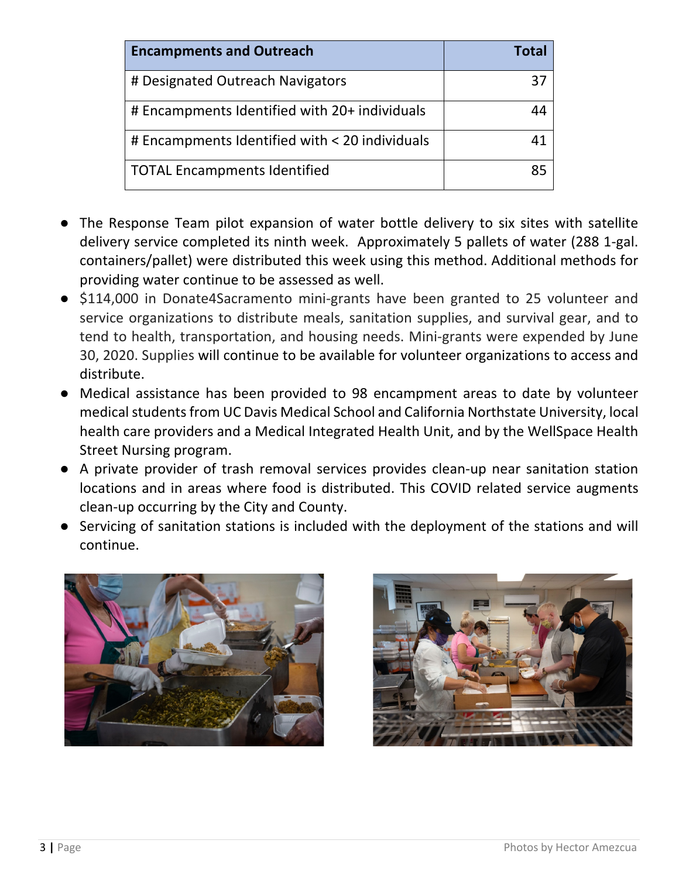| Encampments and Outreach | Total |
|---|---|
| # Designated Outreach Navigators | 37 |
| # Encampments Identified with 20+ individuals | 44 |
| # Encampments Identified with < 20 individuals | 41 |
| TOTAL Encampments Identified | 85 |

- The Response Team pilot expansion of water bottle delivery to six sites with satellite delivery service completed its ninth week. Approximately 5 pallets of water (288 1-gal. containers/pallet) were distributed this week using this method. Additional methods for providing water continue to be assessed as well.
- $114,000 in Donate4Sacramento mini-grants have been granted to 25 volunteer and service organizations to distribute meals, sanitation supplies, and survival gear, and to tend to health, transportation, and housing needs. Mini-grants were expended by June 30, 2020. Supplies will continue to be available for volunteer organizations to access and distribute.
- Medical assistance has been provided to 98 encampment areas to date by volunteer medical students from UC Davis Medical School and California Northstate University, local health care providers and a Medical Integrated Health Unit, and by the WellSpace Health Street Nursing program.
- A private provider of trash removal services provides clean-up near sanitation station locations and in areas where food is distributed. This COVID related service augments clean-up occurring by the City and County.
- Servicing of sanitation stations is included with the deployment of the stations and will continue.

Photos by Hector Amezcua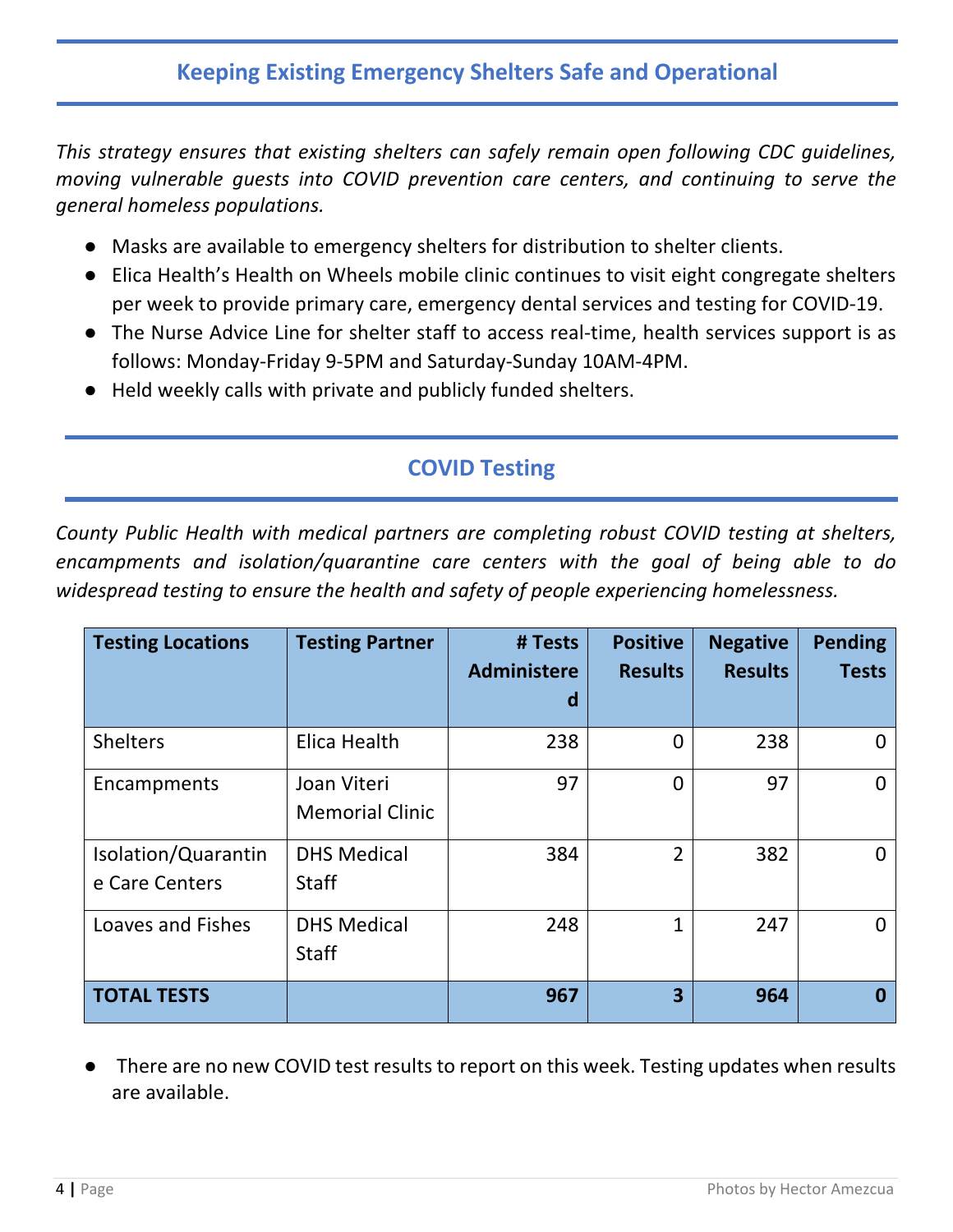## Keeping Existing Emergency Shelters Safe and Operational

*This strategy ensures that existing shelters can safely remain open following CDC guidelines, moving vulnerable guests into COVID prevention care centers, and continuing to serve the general homeless populations.*

- Masks are available to emergency shelters for distribution to shelter clients.
- Elica Health's Health on Wheels mobile clinic continues to visit eight congregate shelters per week to provide primary care, emergency dental services and testing for COVID-19.
- The Nurse Advice Line for shelter staff to access real-time, health services support is as follows: Monday-Friday 9-5PM and Saturday-Sunday 10AM-4PM.
- Held weekly calls with private and publicly funded shelters.

## COVID Testing

*County Public Health with medical partners are completing robust COVID testing at shelters, encampments and isolation/quarantine care centers with the goal of being able to do widespread testing to ensure the health and safety of people experiencing homelessness.*

| Testing Locations | Testing Partner | # Tests Administered | Positive Results | Negative Results | Pending Tests |
|---|---|---|---|---|---|
| Shelters | Elica Health | 238 | 0 | 238 | 0 |
| Encampments | Joan Viteri Memorial Clinic | 97 | 0 | 97 | 0 |
| Isolation/Quarantine Care Centers | DHS Medical Staff | 384 | 2 | 382 | 0 |
| Loaves and Fishes | DHS Medical Staff | 248 | 1 | 247 | 0 |
| **TOTAL TESTS** | | **967** | **3** | **964** | **0** |

- There are no new COVID test results to report on this week. Testing updates when results are available.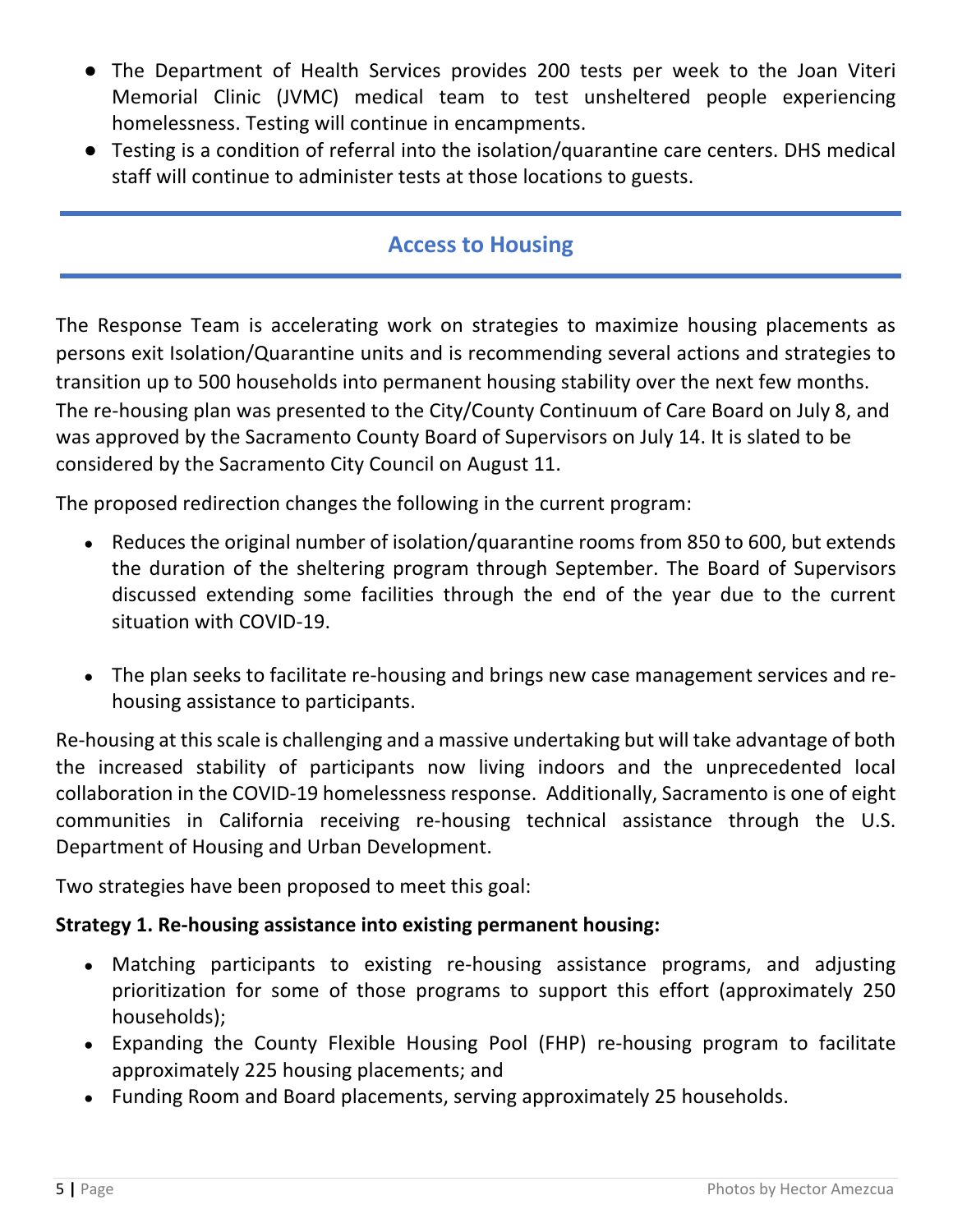- The Department of Health Services provides 200 tests per week to the Joan Viteri Memorial Clinic (JVMC) medical team to test unsheltered people experiencing homelessness. Testing will continue in encampments.
- Testing is a condition of referral into the isolation/quarantine care centers. DHS medical staff will continue to administer tests at those locations to guests.

## Access to Housing

The Response Team is accelerating work on strategies to maximize housing placements as persons exit Isolation/Quarantine units and is recommending several actions and strategies to transition up to 500 households into permanent housing stability over the next few months. The re-housing plan was presented to the City/County Continuum of Care Board on July 8, and was approved by the Sacramento County Board of Supervisors on July 14. It is slated to be considered by the Sacramento City Council on August 11.

The proposed redirection changes the following in the current program:

- Reduces the original number of isolation/quarantine rooms from 850 to 600, but extends the duration of the sheltering program through September. The Board of Supervisors discussed extending some facilities through the end of the year due to the current situation with COVID-19.
- The plan seeks to facilitate re-housing and brings new case management services and re-housing assistance to participants.

Re-housing at this scale is challenging and a massive undertaking but will take advantage of both the increased stability of participants now living indoors and the unprecedented local collaboration in the COVID-19 homelessness response. Additionally, Sacramento is one of eight communities in California receiving re-housing technical assistance through the U.S. Department of Housing and Urban Development.

Two strategies have been proposed to meet this goal:

**Strategy 1. Re-housing assistance into existing permanent housing:**

- Matching participants to existing re-housing assistance programs, and adjusting prioritization for some of those programs to support this effort (approximately 250 households);
- Expanding the County Flexible Housing Pool (FHP) re-housing program to facilitate approximately 225 housing placements; and
- Funding Room and Board placements, serving approximately 25 households.

Photos by Hector Amezcua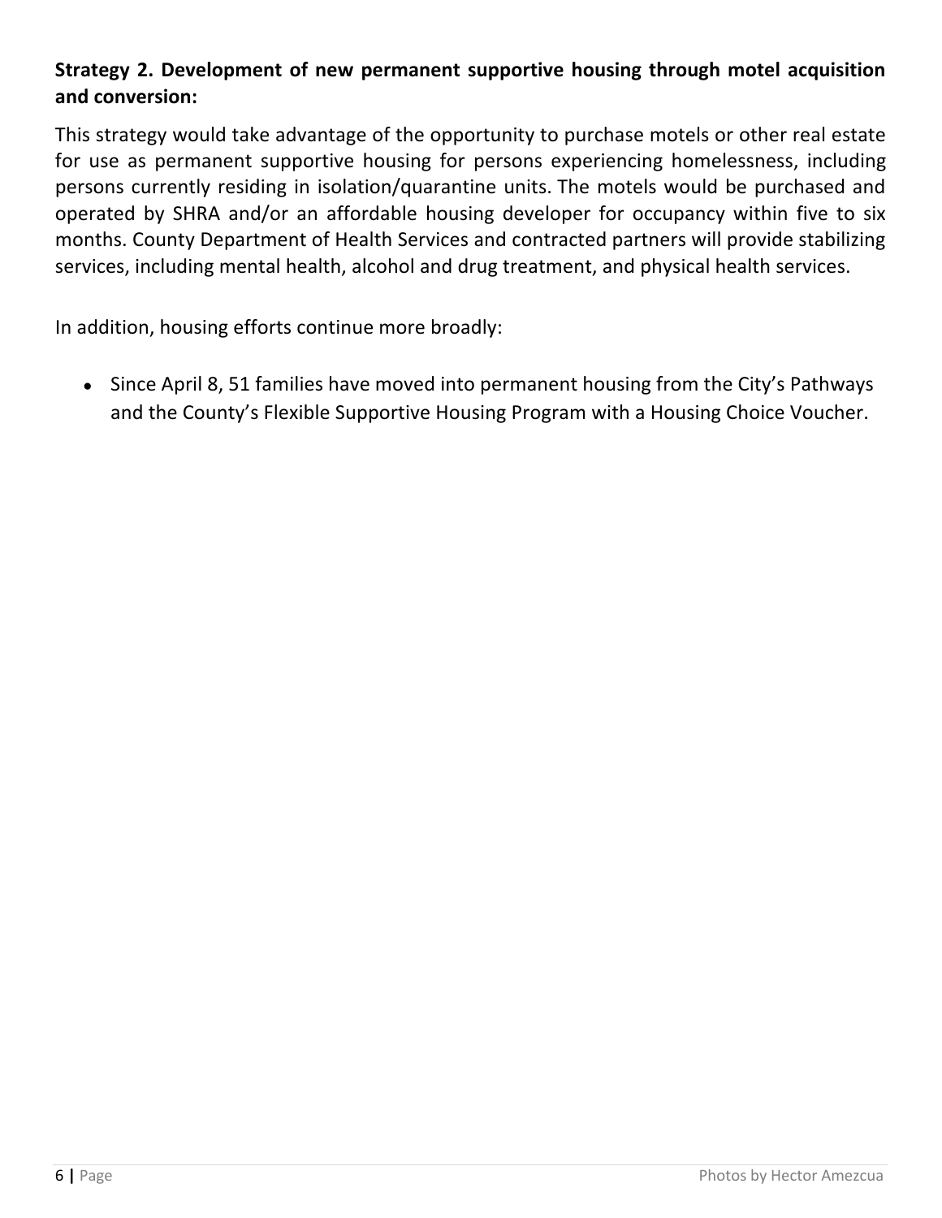**Strategy 2. Development of new permanent supportive housing through motel acquisition and conversion:**

This strategy would take advantage of the opportunity to purchase motels or other real estate for use as permanent supportive housing for persons experiencing homelessness, including persons currently residing in isolation/quarantine units. The motels would be purchased and operated by SHRA and/or an affordable housing developer for occupancy within five to six months. County Department of Health Services and contracted partners will provide stabilizing services, including mental health, alcohol and drug treatment, and physical health services.

In addition, housing efforts continue more broadly:

- Since April 8, 51 families have moved into permanent housing from the City's Pathways and the County's Flexible Supportive Housing Program with a Housing Choice Voucher.

Photos by Hector Amezcua